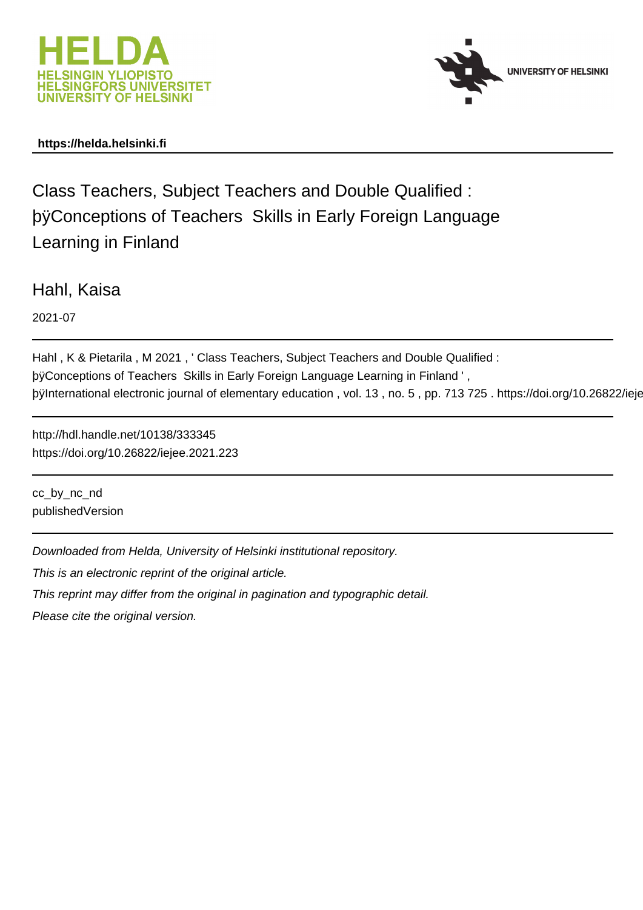https://helda.helsinki.fi

# Class Teachers, Subject Teachers and Double Qualified : þÿConceptions of Teachers Skills in Early Foreign Language Learning in Finland

Hahl, Kaisa

2021-07

Hahl , K & Pietarila , M 2021 , ' Class Teachers, Subject Teachers and Double Qualified : þÿConceptions of Teachers Skills in Early Foreign Language Learning in Finland ' , þÿInternational electronic journal of elementary education , vol. 13 , no. 5 , pp. 713 725 . https://doi.org/10.26822/ieje

http://hdl.handle.net/10138/333345
https://doi.org/10.26822/iejee.2021.223

cc_by_nc_nd
publishedVersion

*Downloaded from Helda, University of Helsinki institutional repository.*

*This is an electronic reprint of the original article.*

*This reprint may differ from the original in pagination and typographic detail.*

*Please cite the original version.*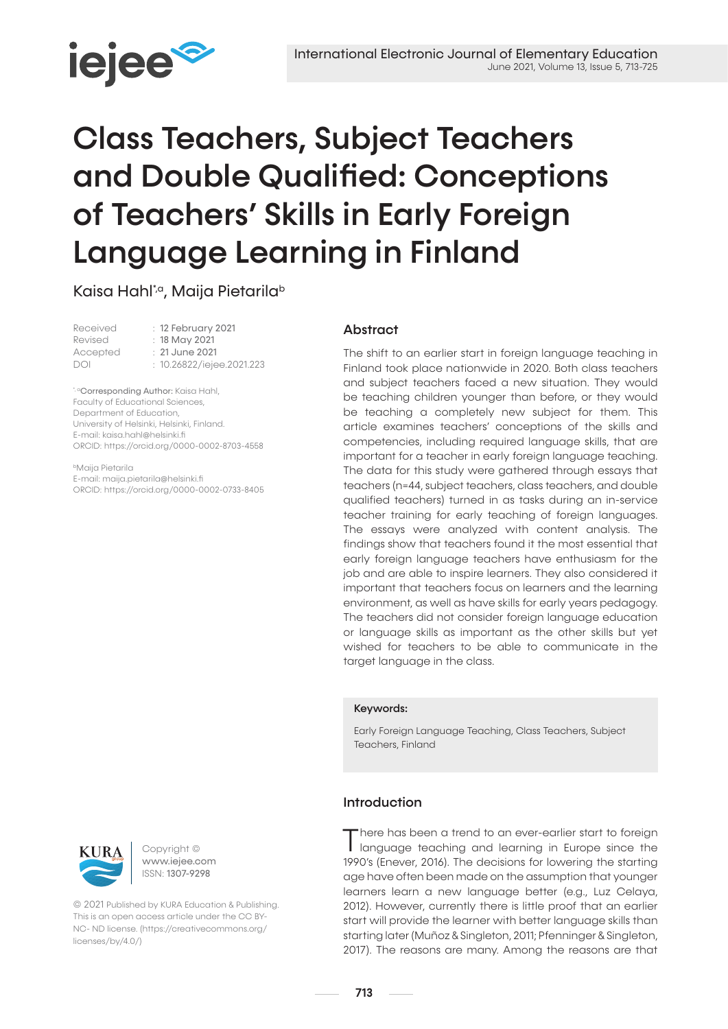# Class Teachers, Subject Teachers and Double Qualified: Conceptions of Teachers' Skills in Early Foreign Language Learning in Finland

Kaisa Hahl[*,a], Maija Pietarila[b]

Received : 12 February 2021
Revised : 18 May 2021
Accepted : 21 June 2021
DOI : 10.26822/iejee.2021.223

[*,a]Corresponding Author: Kaisa Hahl, Faculty of Educational Sciences, Department of Education, University of Helsinki, Helsinki, Finland.
E-mail: kaisa.hahl@helsinki.fi
ORCID: https://orcid.org/0000-0002-8703-4558

[b]Maija Pietarila
E-mail: maija.pietarila@helsinki.fi
ORCID: https://orcid.org/0000-0002-0733-8405

Copyright © www.iejee.com
ISSN: 1307-9298

© 2021 Published by KURA Education & Publishing. This is an open access article under the CC BY-NC- ND license. (https://creativecommons.org/licenses/by/4.0/)

## Abstract

The shift to an earlier start in foreign language teaching in Finland took place nationwide in 2020. Both class teachers and subject teachers faced a new situation. They would be teaching children younger than before, or they would be teaching a completely new subject for them. This article examines teachers' conceptions of the skills and competencies, including required language skills, that are important for a teacher in early foreign language teaching. The data for this study were gathered through essays that teachers (n=44, subject teachers, class teachers, and double qualified teachers) turned in as tasks during an in-service teacher training for early teaching of foreign languages. The essays were analyzed with content analysis. The findings show that teachers found it the most essential that early foreign language teachers have enthusiasm for the job and are able to inspire learners. They also considered it important that teachers focus on learners and the learning environment, as well as have skills for early years pedagogy. The teachers did not consider foreign language education or language skills as important as the other skills but yet wished for teachers to be able to communicate in the target language in the class.

**Keywords:**

Early Foreign Language Teaching, Class Teachers, Subject Teachers, Finland

## Introduction

There has been a trend to an ever-earlier start to foreign language teaching and learning in Europe since the 1990's (Enever, 2016). The decisions for lowering the starting age have often been made on the assumption that younger learners learn a new language better (e.g., Luz Celaya, 2012). However, currently there is little proof that an earlier start will provide the learner with better language skills than starting later (Muñoz & Singleton, 2011; Pfenninger & Singleton, 2017). The reasons are many. Among the reasons are that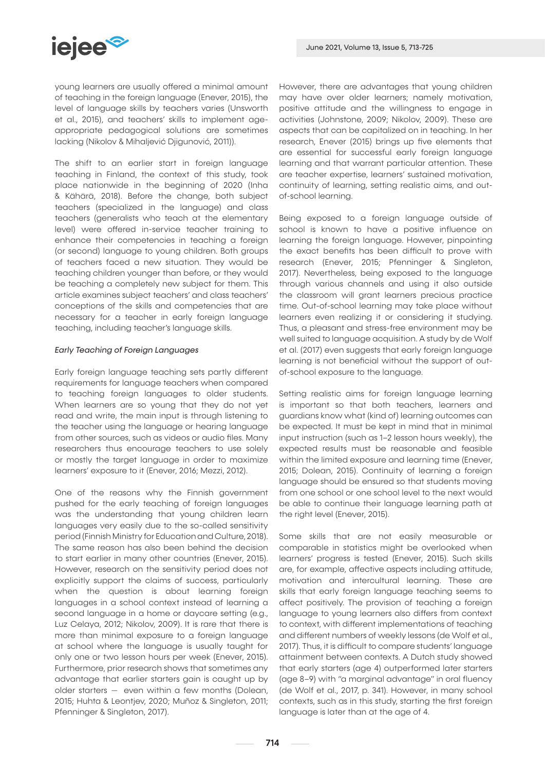young learners are usually offered a minimal amount of teaching in the foreign language (Enever, 2015), the level of language skills by teachers varies (Unsworth et al., 2015), and teachers' skills to implement age-appropriate pedagogical solutions are sometimes lacking (Nikolov & Mihaljević Djigunović, 2011)).

The shift to an earlier start in foreign language teaching in Finland, the context of this study, took place nationwide in the beginning of 2020 (Inha & Kähärä, 2018). Before the change, both subject teachers (specialized in the language) and class teachers (generalists who teach at the elementary level) were offered in-service teacher training to enhance their competencies in teaching a foreign (or second) language to young children. Both groups of teachers faced a new situation. They would be teaching children younger than before, or they would be teaching a completely new subject for them. This article examines subject teachers' and class teachers' conceptions of the skills and competencies that are necessary for a teacher in early foreign language teaching, including teacher's language skills.

*Early Teaching of Foreign Languages*

Early foreign language teaching sets partly different requirements for language teachers when compared to teaching foreign languages to older students. When learners are so young that they do not yet read and write, the main input is through listening to the teacher using the language or hearing language from other sources, such as videos or audio files. Many researchers thus encourage teachers to use solely or mostly the target language in order to maximize learners' exposure to it (Enever, 2016; Mezzi, 2012).

One of the reasons why the Finnish government pushed for the early teaching of foreign languages was the understanding that young children learn languages very easily due to the so-called sensitivity period (Finnish Ministry for Education and Culture, 2018). The same reason has also been behind the decision to start earlier in many other countries (Enever, 2015). However, research on the sensitivity period does not explicitly support the claims of success, particularly when the question is about learning foreign languages in a school context instead of learning a second language in a home or daycare setting (e.g., Luz Celaya, 2012; Nikolov, 2009). It is rare that there is more than minimal exposure to a foreign language at school where the language is usually taught for only one or two lesson hours per week (Enever, 2015). Furthermore, prior research shows that sometimes any advantage that earlier starters gain is caught up by older starters — even within a few months (Dolean, 2015; Huhta & Leontjev, 2020; Muñoz & Singleton, 2011; Pfenninger & Singleton, 2017).

However, there are advantages that young children may have over older learners; namely motivation, positive attitude and the willingness to engage in activities (Johnstone, 2009; Nikolov, 2009). These are aspects that can be capitalized on in teaching. In her research, Enever (2015) brings up five elements that are essential for successful early foreign language learning and that warrant particular attention. These are teacher expertise, learners' sustained motivation, continuity of learning, setting realistic aims, and out-of-school learning.

Being exposed to a foreign language outside of school is known to have a positive influence on learning the foreign language. However, pinpointing the exact benefits has been difficult to prove with research (Enever, 2015; Pfenninger & Singleton, 2017). Nevertheless, being exposed to the language through various channels and using it also outside the classroom will grant learners precious practice time. Out-of-school learning may take place without learners even realizing it or considering it studying. Thus, a pleasant and stress-free environment may be well suited to language acquisition. A study by de Wolf et al. (2017) even suggests that early foreign language learning is not beneficial without the support of out-of-school exposure to the language.

Setting realistic aims for foreign language learning is important so that both teachers, learners and guardians know what (kind of) learning outcomes can be expected. It must be kept in mind that in minimal input instruction (such as 1–2 lesson hours weekly), the expected results must be reasonable and feasible within the limited exposure and learning time (Enever, 2015; Dolean, 2015). Continuity of learning a foreign language should be ensured so that students moving from one school or one school level to the next would be able to continue their language learning path at the right level (Enever, 2015).

Some skills that are not easily measurable or comparable in statistics might be overlooked when learners' progress is tested (Enever, 2015). Such skills are, for example, affective aspects including attitude, motivation and intercultural learning. These are skills that early foreign language teaching seems to affect positively. The provision of teaching a foreign language to young learners also differs from context to context, with different implementations of teaching and different numbers of weekly lessons (de Wolf et al., 2017). Thus, it is difficult to compare students' language attainment between contexts. A Dutch study showed that early starters (age 4) outperformed later starters (age 8–9) with "a marginal advantage" in oral fluency (de Wolf et al., 2017, p. 341). However, in many school contexts, such as in this study, starting the first foreign language is later than at the age of 4.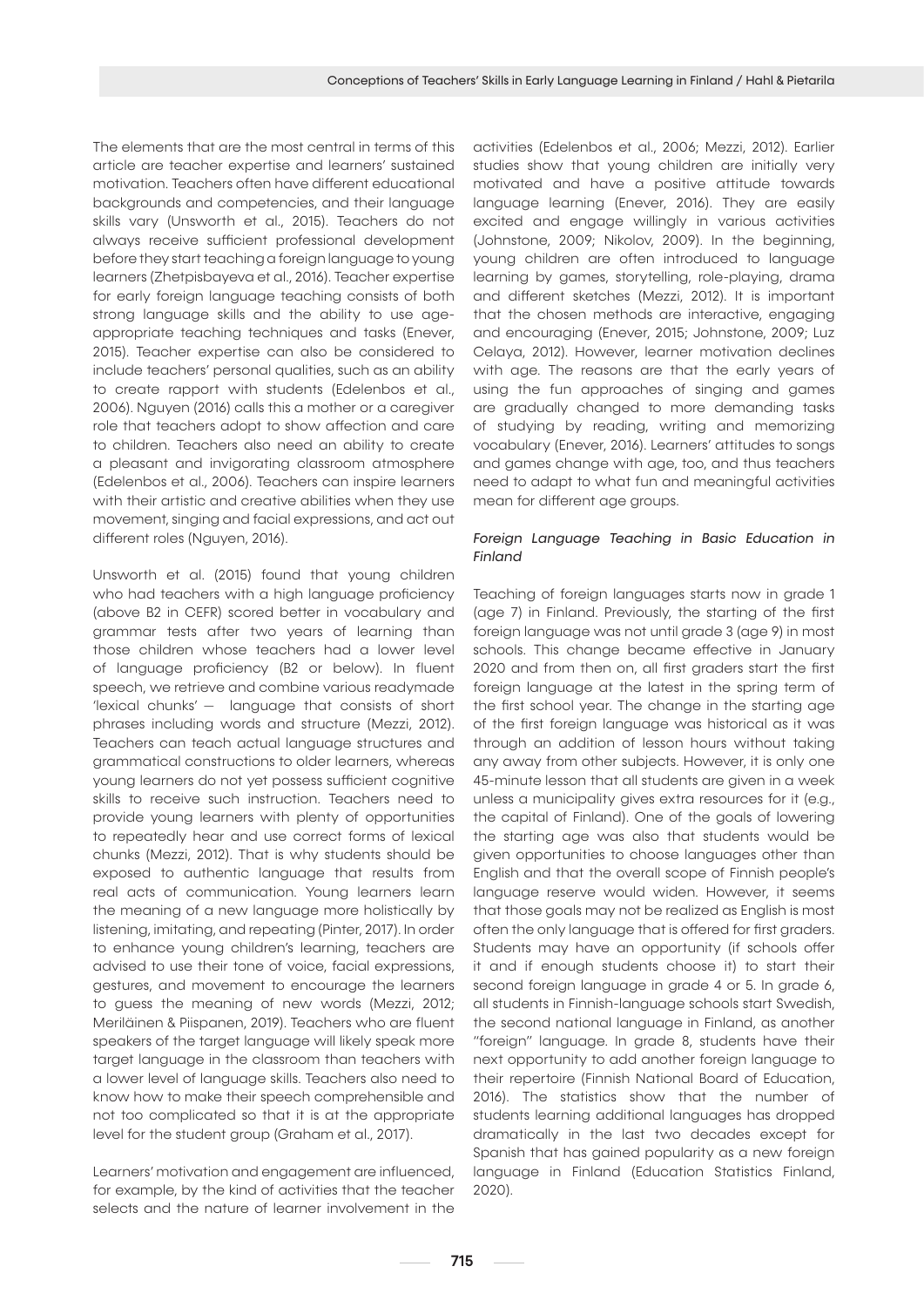The elements that are the most central in terms of this article are teacher expertise and learners' sustained motivation. Teachers often have different educational backgrounds and competencies, and their language skills vary (Unsworth et al., 2015). Teachers do not always receive sufficient professional development before they start teaching a foreign language to young learners (Zhetpisbayeva et al., 2016). Teacher expertise for early foreign language teaching consists of both strong language skills and the ability to use age-appropriate teaching techniques and tasks (Enever, 2015). Teacher expertise can also be considered to include teachers' personal qualities, such as an ability to create rapport with students (Edelenbos et al., 2006). Nguyen (2016) calls this a mother or a caregiver role that teachers adopt to show affection and care to children. Teachers also need an ability to create a pleasant and invigorating classroom atmosphere (Edelenbos et al., 2006). Teachers can inspire learners with their artistic and creative abilities when they use movement, singing and facial expressions, and act out different roles (Nguyen, 2016).

Unsworth et al. (2015) found that young children who had teachers with a high language proficiency (above B2 in CEFR) scored better in vocabulary and grammar tests after two years of learning than those children whose teachers had a lower level of language proficiency (B2 or below). In fluent speech, we retrieve and combine various readymade 'lexical chunks' — language that consists of short phrases including words and structure (Mezzi, 2012). Teachers can teach actual language structures and grammatical constructions to older learners, whereas young learners do not yet possess sufficient cognitive skills to receive such instruction. Teachers need to provide young learners with plenty of opportunities to repeatedly hear and use correct forms of lexical chunks (Mezzi, 2012). That is why students should be exposed to authentic language that results from real acts of communication. Young learners learn the meaning of a new language more holistically by listening, imitating, and repeating (Pinter, 2017). In order to enhance young children's learning, teachers are advised to use their tone of voice, facial expressions, gestures, and movement to encourage the learners to guess the meaning of new words (Mezzi, 2012; Meriläinen & Piispanen, 2019). Teachers who are fluent speakers of the target language will likely speak more target language in the classroom than teachers with a lower level of language skills. Teachers also need to know how to make their speech comprehensible and not too complicated so that it is at the appropriate level for the student group (Graham et al., 2017).

Learners' motivation and engagement are influenced, for example, by the kind of activities that the teacher selects and the nature of learner involvement in the activities (Edelenbos et al., 2006; Mezzi, 2012). Earlier studies show that young children are initially very motivated and have a positive attitude towards language learning (Enever, 2016). They are easily excited and engage willingly in various activities (Johnstone, 2009; Nikolov, 2009). In the beginning, young children are often introduced to language learning by games, storytelling, role-playing, drama and different sketches (Mezzi, 2012). It is important that the chosen methods are interactive, engaging and encouraging (Enever, 2015; Johnstone, 2009; Luz Celaya, 2012). However, learner motivation declines with age. The reasons are that the early years of using the fun approaches of singing and games are gradually changed to more demanding tasks of studying by reading, writing and memorizing vocabulary (Enever, 2016). Learners' attitudes to songs and games change with age, too, and thus teachers need to adapt to what fun and meaningful activities mean for different age groups.

### *Foreign Language Teaching in Basic Education in Finland*

Teaching of foreign languages starts now in grade 1 (age 7) in Finland. Previously, the starting of the first foreign language was not until grade 3 (age 9) in most schools. This change became effective in January 2020 and from then on, all first graders start the first foreign language at the latest in the spring term of the first school year. The change in the starting age of the first foreign language was historical as it was through an addition of lesson hours without taking any away from other subjects. However, it is only one 45-minute lesson that all students are given in a week unless a municipality gives extra resources for it (e.g., the capital of Finland). One of the goals of lowering the starting age was also that students would be given opportunities to choose languages other than English and that the overall scope of Finnish people's language reserve would widen. However, it seems that those goals may not be realized as English is most often the only language that is offered for first graders. Students may have an opportunity (if schools offer it and if enough students choose it) to start their second foreign language in grade 4 or 5. In grade 6, all students in Finnish-language schools start Swedish, the second national language in Finland, as another "foreign" language. In grade 8, students have their next opportunity to add another foreign language to their repertoire (Finnish National Board of Education, 2016). The statistics show that the number of students learning additional languages has dropped dramatically in the last two decades except for Spanish that has gained popularity as a new foreign language in Finland (Education Statistics Finland, 2020).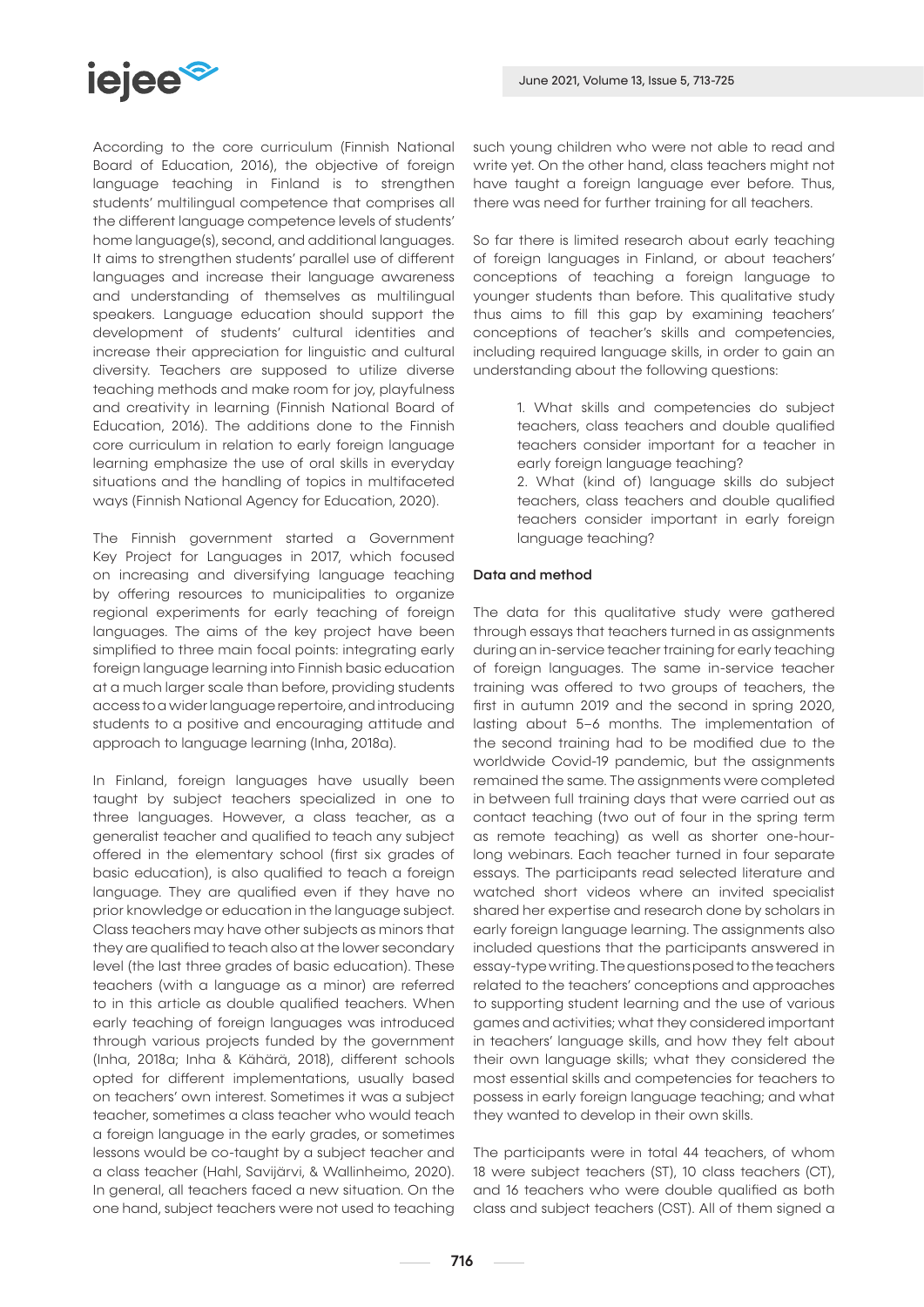According to the core curriculum (Finnish National Board of Education, 2016), the objective of foreign language teaching in Finland is to strengthen students' multilingual competence that comprises all the different language competence levels of students' home language(s), second, and additional languages. It aims to strengthen students' parallel use of different languages and increase their language awareness and understanding of themselves as multilingual speakers. Language education should support the development of students' cultural identities and increase their appreciation for linguistic and cultural diversity. Teachers are supposed to utilize diverse teaching methods and make room for joy, playfulness and creativity in learning (Finnish National Board of Education, 2016). The additions done to the Finnish core curriculum in relation to early foreign language learning emphasize the use of oral skills in everyday situations and the handling of topics in multifaceted ways (Finnish National Agency for Education, 2020).

The Finnish government started a Government Key Project for Languages in 2017, which focused on increasing and diversifying language teaching by offering resources to municipalities to organize regional experiments for early teaching of foreign languages. The aims of the key project have been simplified to three main focal points: integrating early foreign language learning into Finnish basic education at a much larger scale than before, providing students access to a wider language repertoire, and introducing students to a positive and encouraging attitude and approach to language learning (Inha, 2018a).

In Finland, foreign languages have usually been taught by subject teachers specialized in one to three languages. However, a class teacher, as a generalist teacher and qualified to teach any subject offered in the elementary school (first six grades of basic education), is also qualified to teach a foreign language. They are qualified even if they have no prior knowledge or education in the language subject. Class teachers may have other subjects as minors that they are qualified to teach also at the lower secondary level (the last three grades of basic education). These teachers (with a language as a minor) are referred to in this article as double qualified teachers. When early teaching of foreign languages was introduced through various projects funded by the government (Inha, 2018a; Inha & Kähärä, 2018), different schools opted for different implementations, usually based on teachers' own interest. Sometimes it was a subject teacher, sometimes a class teacher who would teach a foreign language in the early grades, or sometimes lessons would be co-taught by a subject teacher and a class teacher (Hahl, Savijärvi, & Wallinheimo, 2020). In general, all teachers faced a new situation. On the one hand, subject teachers were not used to teaching such young children who were not able to read and write yet. On the other hand, class teachers might not have taught a foreign language ever before. Thus, there was need for further training for all teachers.

So far there is limited research about early teaching of foreign languages in Finland, or about teachers' conceptions of teaching a foreign language to younger students than before. This qualitative study thus aims to fill this gap by examining teachers' conceptions of teacher's skills and competencies, including required language skills, in order to gain an understanding about the following questions:

1. What skills and competencies do subject teachers, class teachers and double qualified teachers consider important for a teacher in early foreign language teaching?
2. What (kind of) language skills do subject teachers, class teachers and double qualified teachers consider important in early foreign language teaching?

## Data and method

The data for this qualitative study were gathered through essays that teachers turned in as assignments during an in-service teacher training for early teaching of foreign languages. The same in-service teacher training was offered to two groups of teachers, the first in autumn 2019 and the second in spring 2020, lasting about 5–6 months. The implementation of the second training had to be modified due to the worldwide Covid-19 pandemic, but the assignments remained the same. The assignments were completed in between full training days that were carried out as contact teaching (two out of four in the spring term as remote teaching) as well as shorter one-hour-long webinars. Each teacher turned in four separate essays. The participants read selected literature and watched short videos where an invited specialist shared her expertise and research done by scholars in early foreign language learning. The assignments also included questions that the participants answered in essay-type writing. The questions posed to the teachers related to the teachers' conceptions and approaches to supporting student learning and the use of various games and activities; what they considered important in teachers' language skills, and how they felt about their own language skills; what they considered the most essential skills and competencies for teachers to possess in early foreign language teaching; and what they wanted to develop in their own skills.

The participants were in total 44 teachers, of whom 18 were subject teachers (ST), 10 class teachers (CT), and 16 teachers who were double qualified as both class and subject teachers (CST). All of them signed a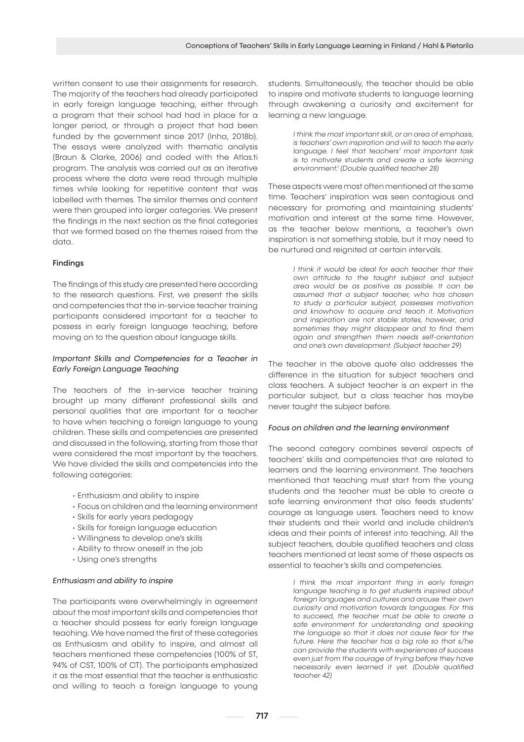written consent to use their assignments for research. The majority of the teachers had already participated in early foreign language teaching, either through a program that their school had had in place for a longer period, or through a project that had been funded by the government since 2017 (Inha, 2018b). The essays were analyzed with thematic analysis (Braun & Clarke, 2006) and coded with the Atlas.ti program. The analysis was carried out as an iterative process where the data were read through multiple times while looking for repetitive content that was labelled with themes. The similar themes and content were then grouped into larger categories. We present the findings in the next section as the final categories that we formed based on the themes raised from the data.

## Findings

The findings of this study are presented here according to the research questions. First, we present the skills and competencies that the in-service teacher training participants considered important for a teacher to possess in early foreign language teaching, before moving on to the question about language skills.

### *Important Skills and Competencies for a Teacher in Early Foreign Language Teaching*

The teachers of the in-service teacher training brought up many different professional skills and personal qualities that are important for a teacher to have when teaching a foreign language to young children. These skills and competencies are presented and discussed in the following, starting from those that were considered the most important by the teachers. We have divided the skills and competencies into the following categories:

- Enthusiasm and ability to inspire
- Focus on children and the learning environment
- Skills for early years pedagogy
- Skills for foreign language education
- Willingness to develop one's skills
- Ability to throw oneself in the job
- Using one's strengths

#### *Enthusiasm and ability to inspire*

The participants were overwhelmingly in agreement about the most important skills and competencies that a teacher should possess for early foreign language teaching. We have named the first of these categories as Enthusiasm and ability to inspire, and almost all teachers mentioned these competencies (100% of ST, 94% of CST, 100% of CT). The participants emphasized it as the most essential that the teacher is enthusiastic and willing to teach a foreign language to young students. Simultaneously, the teacher should be able to inspire and motivate students to language learning through awakening a curiosity and excitement for learning a new language.

> *I think the most important skill, or an area of emphasis, is teachers' own inspiration and will to teach the early language. I feel that teachers' most important task is to motivate students and create a safe learning environment.*[1] *(Double qualified teacher 28)*

These aspects were most often mentioned at the same time. Teachers' inspiration was seen contagious and necessary for promoting and maintaining students' motivation and interest at the same time. However, as the teacher below mentions, a teacher's own inspiration is not something stable, but it may need to be nurtured and reignited at certain intervals.

> *I think it would be ideal for each teacher that their own attitude to the taught subject and subject area would be as positive as possible. It can be assumed that a subject teacher, who has chosen to study a particular subject, possesses motivation and knowhow to acquire and teach it. Motivation and inspiration are not stable states, however, and sometimes they might disappear and to find them again and strengthen them needs self-orientation and one's own development. (Subject teacher 29)*

The teacher in the above quote also addresses the difference in the situation for subject teachers and class teachers. A subject teacher is an expert in the particular subject, but a class teacher has maybe never taught the subject before.

#### *Focus on children and the learning environment*

The second category combines several aspects of teachers' skills and competencies that are related to learners and the learning environment. The teachers mentioned that teaching must start from the young students and the teacher must be able to create a safe learning environment that also feeds students' courage as language users. Teachers need to know their students and their world and include children's ideas and their points of interest into teaching. All the subject teachers, double qualified teachers and class teachers mentioned at least some of these aspects as essential to teacher's skills and competencies.

> *I think the most important thing in early foreign language teaching is to get students inspired about foreign languages and cultures and arouse their own curiosity and motivation towards languages. For this to succeed, the teacher must be able to create a safe environment for understanding and speaking the language so that it does not cause fear for the future. Here the teacher has a big role so that s/he can provide the students with experiences of success even just from the courage of trying before they have necessarily even learned it yet. (Double qualified teacher 42)*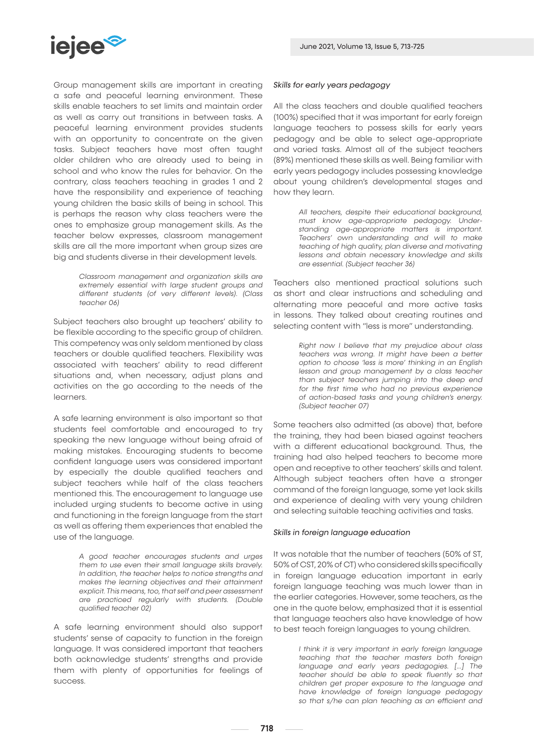Group management skills are important in creating a safe and peaceful learning environment. These skills enable teachers to set limits and maintain order as well as carry out transitions in between tasks. A peaceful learning environment provides students with an opportunity to concentrate on the given tasks. Subject teachers have most often taught older children who are already used to being in school and who know the rules for behavior. On the contrary, class teachers teaching in grades 1 and 2 have the responsibility and experience of teaching young children the basic skills of being in school. This is perhaps the reason why class teachers were the ones to emphasize group management skills. As the teacher below expresses, classroom management skills are all the more important when group sizes are big and students diverse in their development levels.

> *Classroom management and organization skills are extremely essential with large student groups and different students (of very different levels). (Class teacher 06)*

Subject teachers also brought up teachers' ability to be flexible according to the specific group of children. This competency was only seldom mentioned by class teachers or double qualified teachers. Flexibility was associated with teachers' ability to read different situations and, when necessary, adjust plans and activities on the go according to the needs of the learners.

A safe learning environment is also important so that students feel comfortable and encouraged to try speaking the new language without being afraid of making mistakes. Encouraging students to become confident language users was considered important by especially the double qualified teachers and subject teachers while half of the class teachers mentioned this. The encouragement to language use included urging students to become active in using and functioning in the foreign language from the start as well as offering them experiences that enabled the use of the language.

> *A good teacher encourages students and urges them to use even their small language skills bravely. In addition, the teacher helps to notice strengths and makes the learning objectives and their attainment explicit. This means, too, that self and peer assessment are practiced regularly with students. (Double qualified teacher 02)*

A safe learning environment should also support students' sense of capacity to function in the foreign language. It was considered important that teachers both acknowledge students' strengths and provide them with plenty of opportunities for feelings of success.

*Skills for early years pedagogy*

All the class teachers and double qualified teachers (100%) specified that it was important for early foreign language teachers to possess skills for early years pedagogy and be able to select age-appropriate and varied tasks. Almost all of the subject teachers (89%) mentioned these skills as well. Being familiar with early years pedagogy includes possessing knowledge about young children's developmental stages and how they learn.

> *All teachers, despite their educational background, must know age-appropriate pedagogy. Understanding age-appropriate matters is important. Teachers' own understanding and will to make teaching of high quality, plan diverse and motivating lessons and obtain necessary knowledge and skills are essential. (Subject teacher 36)*

Teachers also mentioned practical solutions such as short and clear instructions and scheduling and alternating more peaceful and more active tasks in lessons. They talked about creating routines and selecting content with "less is more" understanding.

> *Right now I believe that my prejudice about class teachers was wrong. It might have been a better option to choose 'less is more' thinking in an English lesson and group management by a class teacher than subject teachers jumping into the deep end for the first time who had no previous experience of action-based tasks and young children's energy. (Subject teacher 07)*

Some teachers also admitted (as above) that, before the training, they had been biased against teachers with a different educational background. Thus, the training had also helped teachers to become more open and receptive to other teachers' skills and talent. Although subject teachers often have a stronger command of the foreign language, some yet lack skills and experience of dealing with very young children and selecting suitable teaching activities and tasks.

*Skills in foreign language education*

It was notable that the number of teachers (50% of ST, 50% of CST, 20% of CT) who considered skills specifically in foreign language education important in early foreign language teaching was much lower than in the earlier categories. However, some teachers, as the one in the quote below, emphasized that it is essential that language teachers also have knowledge of how to best teach foreign languages to young children.

> *I think it is very important in early foreign language teaching that the teacher masters both foreign language and early years pedagogies. [...] The teacher should be able to speak fluently so that children get proper exposure to the language and have knowledge of foreign language pedagogy so that s/he can plan teaching as an efficient and*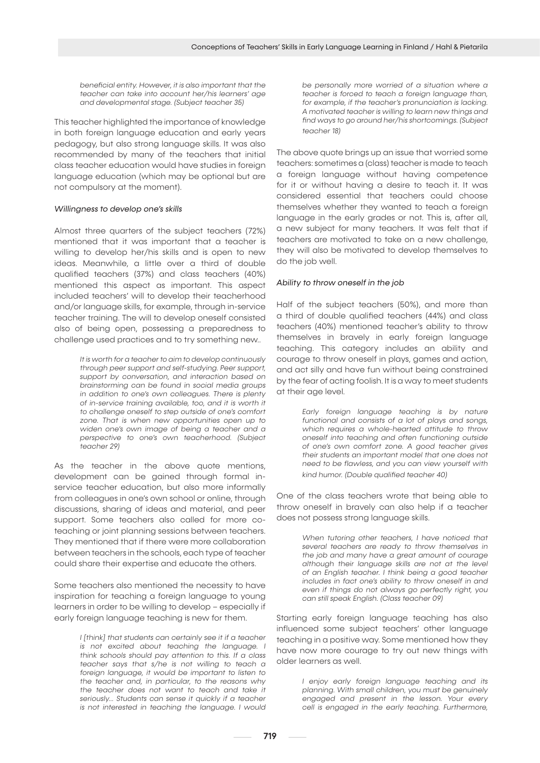> *beneficial entity. However, it is also important that the teacher can take into account her/his learners' age and developmental stage. (Subject teacher 35)*

This teacher highlighted the importance of knowledge in both foreign language education and early years pedagogy, but also strong language skills. It was also recommended by many of the teachers that initial class teacher education would have studies in foreign language education (which may be optional but are not compulsory at the moment).

*Willingness to develop one's skills*

Almost three quarters of the subject teachers (72%) mentioned that it was important that a teacher is willing to develop her/his skills and is open to new ideas. Meanwhile, a little over a third of double qualified teachers (37%) and class teachers (40%) mentioned this aspect as important. This aspect included teachers' will to develop their teacherhood and/or language skills, for example, through in-service teacher training. The will to develop oneself consisted also of being open, possessing a preparedness to challenge used practices and to try something new..

> *It is worth for a teacher to aim to develop continuously through peer support and self-studying. Peer support, support by conversation, and interaction based on brainstorming can be found in social media groups in addition to one's own colleagues. There is plenty of in-service training available, too, and it is worth it to challenge oneself to step outside of one's comfort zone. That is when new opportunities open up to widen one's own image of being a teacher and a perspective to one's own teacherhood. (Subject teacher 29)*

As the teacher in the above quote mentions, development can be gained through formal in-service teacher education, but also more informally from colleagues in one's own school or online, through discussions, sharing of ideas and material, and peer support. Some teachers also called for more co-teaching or joint planning sessions between teachers. They mentioned that if there were more collaboration between teachers in the schools, each type of teacher could share their expertise and educate the others.

Some teachers also mentioned the necessity to have inspiration for teaching a foreign language to young learners in order to be willing to develop – especially if early foreign language teaching is new for them.

> *I [think] that students can certainly see it if a teacher is not excited about teaching the language. I think schools should pay attention to this. If a class teacher says that s/he is not willing to teach a foreign language, it would be important to listen to the teacher and, in particular, to the reasons why the teacher does not want to teach and take it seriously... Students can sense it quickly if a teacher is not interested in teaching the language. I would be personally more worried of a situation where a teacher is forced to teach a foreign language than, for example, if the teacher's pronunciation is lacking. A motivated teacher is willing to learn new things and find ways to go around her/his shortcomings. (Subject teacher 18)*

The above quote brings up an issue that worried some teachers: sometimes a (class) teacher is made to teach a foreign language without having competence for it or without having a desire to teach it. It was considered essential that teachers could choose themselves whether they wanted to teach a foreign language in the early grades or not. This is, after all, a new subject for many teachers. It was felt that if teachers are motivated to take on a new challenge, they will also be motivated to develop themselves to do the job well.

*Ability to throw oneself in the job*

Half of the subject teachers (50%), and more than a third of double qualified teachers (44%) and class teachers (40%) mentioned teacher's ability to throw themselves in bravely in early foreign language teaching. This category includes an ability and courage to throw oneself in plays, games and action, and act silly and have fun without being constrained by the fear of acting foolish. It is a way to meet students at their age level.

> *Early foreign language teaching is by nature functional and consists of a lot of plays and songs, which requires a whole-hearted attitude to throw oneself into teaching and often functioning outside of one's own comfort zone. A good teacher gives their students an important model that one does not need to be flawless, and you can view yourself with kind humor. (Double qualified teacher 40)*

One of the class teachers wrote that being able to throw oneself in bravely can also help if a teacher does not possess strong language skills.

> *When tutoring other teachers, I have noticed that several teachers are ready to throw themselves in the job and many have a great amount of courage although their language skills are not at the level of an English teacher. I think being a good teacher includes in fact one's ability to throw oneself in and even if things do not always go perfectly right, you can still speak English. (Class teacher 09)*

Starting early foreign language teaching has also influenced some subject teachers' other language teaching in a positive way. Some mentioned how they have now more courage to try out new things with older learners as well.

> *I enjoy early foreign language teaching and its planning. With small children, you must be genuinely engaged and present in the lesson. Your every cell is engaged in the early teaching. Furthermore,*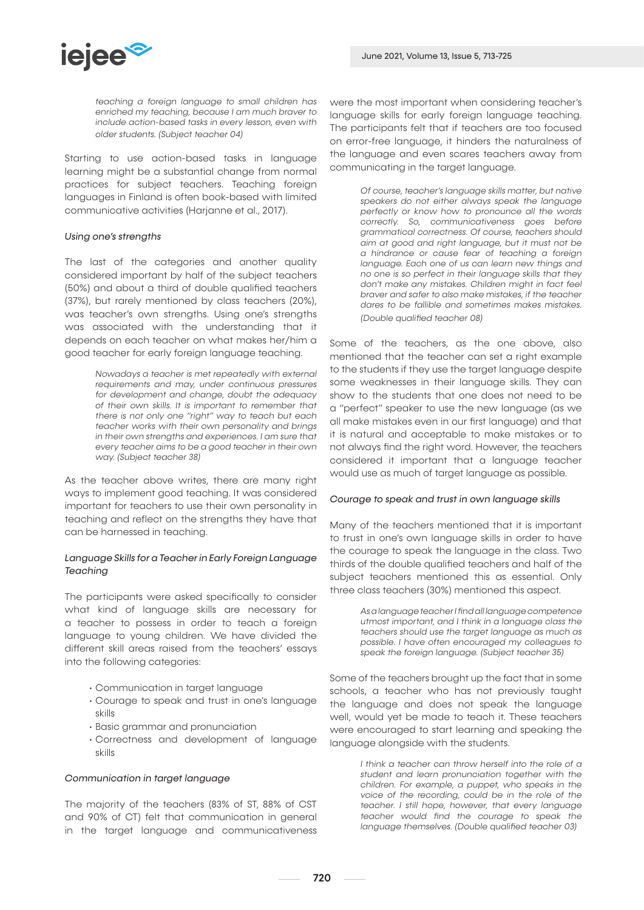> *teaching a foreign language to small children has enriched my teaching, because I am much braver to include action-based tasks in every lesson, even with older students. (Subject teacher 04)*

Starting to use action-based tasks in language learning might be a substantial change from normal practices for subject teachers. Teaching foreign languages in Finland is often book-based with limited communicative activities (Harjanne et al., 2017).

*Using one's strengths*

The last of the categories and another quality considered important by half of the subject teachers (50%) and about a third of double qualified teachers (37%), but rarely mentioned by class teachers (20%), was teacher's own strengths. Using one's strengths was associated with the understanding that it depends on each teacher on what makes her/him a good teacher for early foreign language teaching.

> *Nowadays a teacher is met repeatedly with external requirements and may, under continuous pressures for development and change, doubt the adequacy of their own skills. It is important to remember that there is not only one "right" way to teach but each teacher works with their own personality and brings in their own strengths and experiences. I am sure that every teacher aims to be a good teacher in their own way. (Subject teacher 38)*

As the teacher above writes, there are many right ways to implement good teaching. It was considered important for teachers to use their own personality in teaching and reflect on the strengths they have that can be harnessed in teaching.

*Language Skills for a Teacher in Early Foreign Language Teaching*

The participants were asked specifically to consider what kind of language skills are necessary for a teacher to possess in order to teach a foreign language to young children. We have divided the different skill areas raised from the teachers' essays into the following categories:

- Communication in target language
- Courage to speak and trust in one's language skills
- Basic grammar and pronunciation
- Correctness and development of language skills

*Communication in target language*

The majority of the teachers (83% of ST, 88% of CST and 90% of CT) felt that communication in general in the target language and communicativeness were the most important when considering teacher's language skills for early foreign language teaching. The participants felt that if teachers are too focused on error-free language, it hinders the naturalness of the language and even scares teachers away from communicating in the target language.

> *Of course, teacher's language skills matter, but native speakers do not either always speak the language perfectly or know how to pronounce all the words correctly. So, communicativeness goes before grammatical correctness. Of course, teachers should aim at good and right language, but it must not be a hindrance or cause fear of teaching a foreign language. Each one of us can learn new things and no one is so perfect in their language skills that they don't make any mistakes. Children might in fact feel braver and safer to also make mistakes, if the teacher dares to be fallible and sometimes makes mistakes. (Double qualified teacher 08)*

Some of the teachers, as the one above, also mentioned that the teacher can set a right example to the students if they use the target language despite some weaknesses in their language skills. They can show to the students that one does not need to be a "perfect" speaker to use the new language (as we all make mistakes even in our first language) and that it is natural and acceptable to make mistakes or to not always find the right word. However, the teachers considered it important that a language teacher would use as much of target language as possible.

*Courage to speak and trust in own language skills*

Many of the teachers mentioned that it is important to trust in one's own language skills in order to have the courage to speak the language in the class. Two thirds of the double qualified teachers and half of the subject teachers mentioned this as essential. Only three class teachers (30%) mentioned this aspect.

> *As a language teacher I find all language competence utmost important, and I think in a language class the teachers should use the target language as much as possible. I have often encouraged my colleagues to speak the foreign language. (Subject teacher 35)*

Some of the teachers brought up the fact that in some schools, a teacher who has not previously taught the language and does not speak the language well, would yet be made to teach it. These teachers were encouraged to start learning and speaking the language alongside with the students.

> *I think a teacher can throw herself into the role of a student and learn pronunciation together with the children. For example, a puppet, who speaks in the voice of the recording, could be in the role of the teacher. I still hope, however, that every language teacher would find the courage to speak the language themselves. (Double qualified teacher 03)*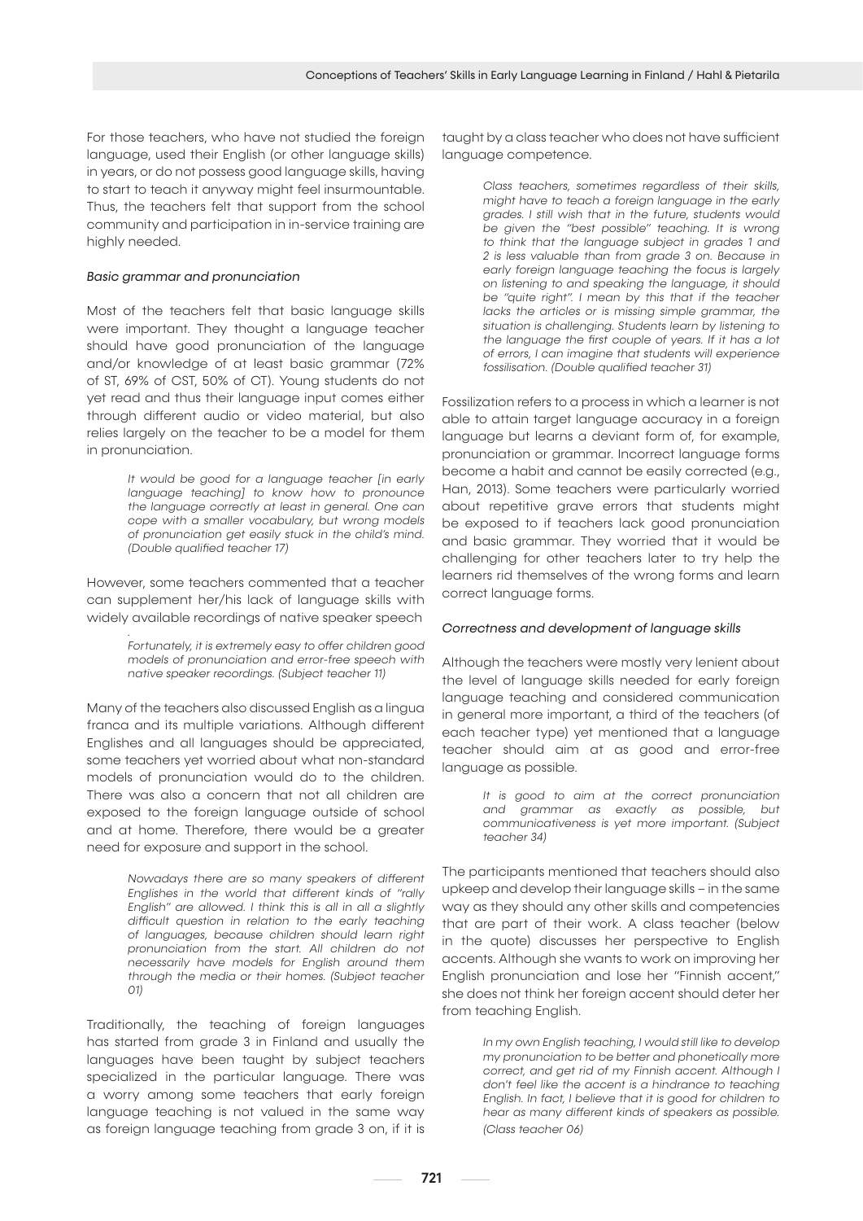For those teachers, who have not studied the foreign language, used their English (or other language skills) in years, or do not possess good language skills, having to start to teach it anyway might feel insurmountable. Thus, the teachers felt that support from the school community and participation in in-service training are highly needed.

*Basic grammar and pronunciation*

Most of the teachers felt that basic language skills were important. They thought a language teacher should have good pronunciation of the language and/or knowledge of at least basic grammar (72% of ST, 69% of CST, 50% of CT). Young students do not yet read and thus their language input comes either through different audio or video material, but also relies largely on the teacher to be a model for them in pronunciation.

> *It would be good for a language teacher [in early language teaching] to know how to pronounce the language correctly at least in general. One can cope with a smaller vocabulary, but wrong models of pronunciation get easily stuck in the child's mind. (Double qualified teacher 17)*

However, some teachers commented that a teacher can supplement her/his lack of language skills with widely available recordings of native speaker speech

> *Fortunately, it is extremely easy to offer children good models of pronunciation and error-free speech with native speaker recordings. (Subject teacher 11)*

Many of the teachers also discussed English as a lingua franca and its multiple variations. Although different Englishes and all languages should be appreciated, some teachers yet worried about what non-standard models of pronunciation would do to the children. There was also a concern that not all children are exposed to the foreign language outside of school and at home. Therefore, there would be a greater need for exposure and support in the school.

> *Nowadays there are so many speakers of different Englishes in the world that different kinds of "rally English" are allowed. I think this is all in all a slightly difficult question in relation to the early teaching of languages, because children should learn right pronunciation from the start. All children do not necessarily have models for English around them through the media or their homes. (Subject teacher 01)*

Traditionally, the teaching of foreign languages has started from grade 3 in Finland and usually the languages have been taught by subject teachers specialized in the particular language. There was a worry among some teachers that early foreign language teaching is not valued in the same way as foreign language teaching from grade 3 on, if it is taught by a class teacher who does not have sufficient language competence.

> *Class teachers, sometimes regardless of their skills, might have to teach a foreign language in the early grades. I still wish that in the future, students would be given the "best possible" teaching. It is wrong to think that the language subject in grades 1 and 2 is less valuable than from grade 3 on. Because in early foreign language teaching the focus is largely on listening to and speaking the language, it should be "quite right". I mean by this that if the teacher lacks the articles or is missing simple grammar, the situation is challenging. Students learn by listening to the language the first couple of years. If it has a lot of errors, I can imagine that students will experience fossilisation. (Double qualified teacher 31)*

Fossilization refers to a process in which a learner is not able to attain target language accuracy in a foreign language but learns a deviant form of, for example, pronunciation or grammar. Incorrect language forms become a habit and cannot be easily corrected (e.g., Han, 2013). Some teachers were particularly worried about repetitive grave errors that students might be exposed to if teachers lack good pronunciation and basic grammar. They worried that it would be challenging for other teachers later to try help the learners rid themselves of the wrong forms and learn correct language forms.

*Correctness and development of language skills*

Although the teachers were mostly very lenient about the level of language skills needed for early foreign language teaching and considered communication in general more important, a third of the teachers (of each teacher type) yet mentioned that a language teacher should aim at as good and error-free language as possible.

> *It is good to aim at the correct pronunciation and grammar as exactly as possible, but communicativeness is yet more important. (Subject teacher 34)*

The participants mentioned that teachers should also upkeep and develop their language skills – in the same way as they should any other skills and competencies that are part of their work. A class teacher (below in the quote) discusses her perspective to English accents. Although she wants to work on improving her English pronunciation and lose her "Finnish accent," she does not think her foreign accent should deter her from teaching English.

> *In my own English teaching, I would still like to develop my pronunciation to be better and phonetically more correct, and get rid of my Finnish accent. Although I don't feel like the accent is a hindrance to teaching English. In fact, I believe that it is good for children to hear as many different kinds of speakers as possible. (Class teacher 06)*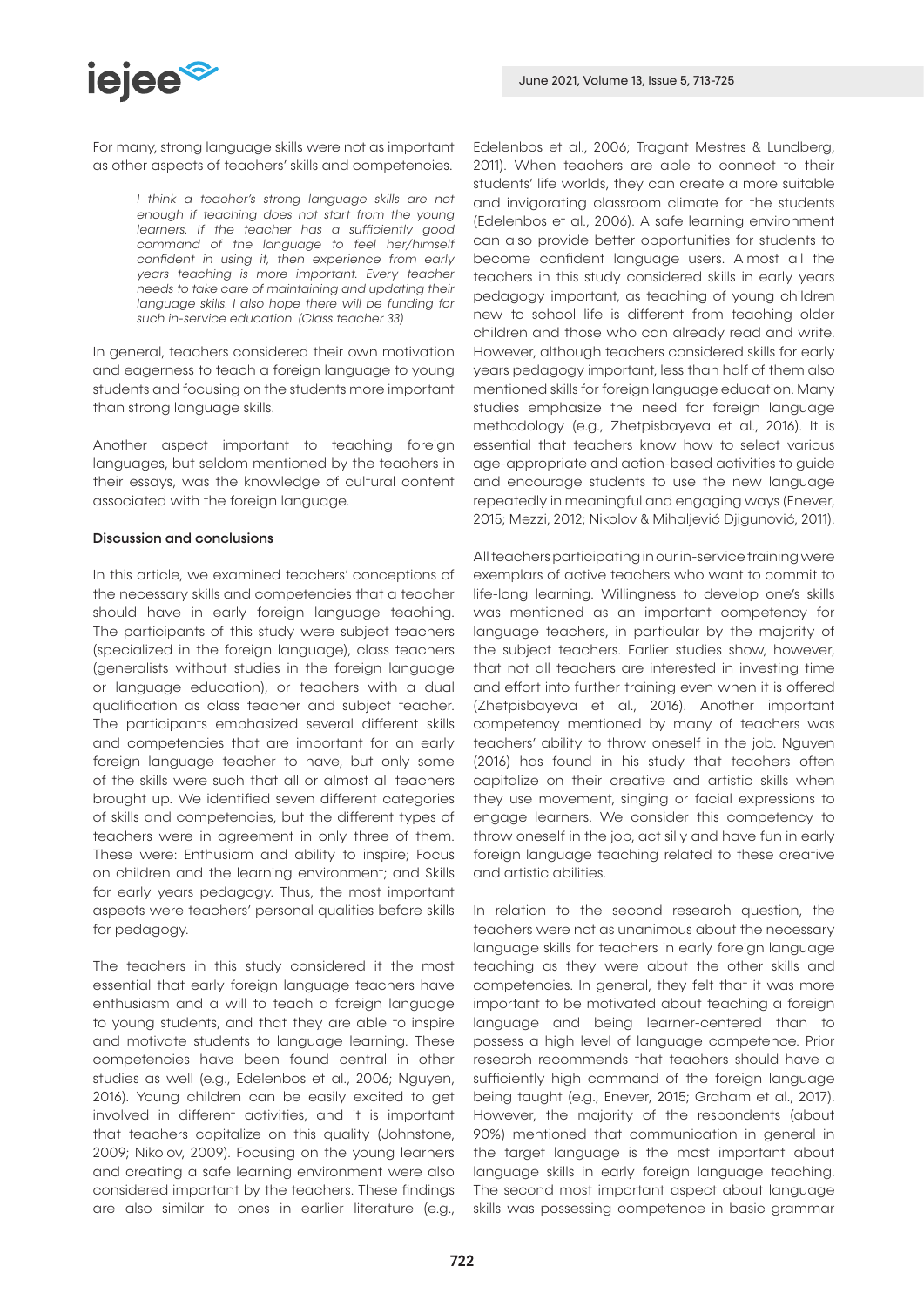For many, strong language skills were not as important as other aspects of teachers' skills and competencies.

> *I think a teacher's strong language skills are not enough if teaching does not start from the young learners. If the teacher has a sufficiently good command of the language to feel her/himself confident in using it, then experience from early years teaching is more important. Every teacher needs to take care of maintaining and updating their language skills. I also hope there will be funding for such in-service education. (Class teacher 33)*

In general, teachers considered their own motivation and eagerness to teach a foreign language to young students and focusing on the students more important than strong language skills.

Another aspect important to teaching foreign languages, but seldom mentioned by the teachers in their essays, was the knowledge of cultural content associated with the foreign language.

#### Discussion and conclusions

In this article, we examined teachers' conceptions of the necessary skills and competencies that a teacher should have in early foreign language teaching. The participants of this study were subject teachers (specialized in the foreign language), class teachers (generalists without studies in the foreign language or language education), or teachers with a dual qualification as class teacher and subject teacher. The participants emphasized several different skills and competencies that are important for an early foreign language teacher to have, but only some of the skills were such that all or almost all teachers brought up. We identified seven different categories of skills and competencies, but the different types of teachers were in agreement in only three of them. These were: Enthusiam and ability to inspire; Focus on children and the learning environment; and Skills for early years pedagogy. Thus, the most important aspects were teachers' personal qualities before skills for pedagogy.

The teachers in this study considered it the most essential that early foreign language teachers have enthusiasm and a will to teach a foreign language to young students, and that they are able to inspire and motivate students to language learning. These competencies have been found central in other studies as well (e.g., Edelenbos et al., 2006; Nguyen, 2016). Young children can be easily excited to get involved in different activities, and it is important that teachers capitalize on this quality (Johnstone, 2009; Nikolov, 2009). Focusing on the young learners and creating a safe learning environment were also considered important by the teachers. These findings are also similar to ones in earlier literature (e.g., Edelenbos et al., 2006; Tragant Mestres & Lundberg, 2011). When teachers are able to connect to their students' life worlds, they can create a more suitable and invigorating classroom climate for the students (Edelenbos et al., 2006). A safe learning environment can also provide better opportunities for students to become confident language users. Almost all the teachers in this study considered skills in early years pedagogy important, as teaching of young children new to school life is different from teaching older children and those who can already read and write. However, although teachers considered skills for early years pedagogy important, less than half of them also mentioned skills for foreign language education. Many studies emphasize the need for foreign language methodology (e.g., Zhetpisbayeva et al., 2016). It is essential that teachers know how to select various age-appropriate and action-based activities to guide and encourage students to use the new language repeatedly in meaningful and engaging ways (Enever, 2015; Mezzi, 2012; Nikolov & Mihaljević Djigunović, 2011).

All teachers participating in our in-service training were exemplars of active teachers who want to commit to life-long learning. Willingness to develop one's skills was mentioned as an important competency for language teachers, in particular by the majority of the subject teachers. Earlier studies show, however, that not all teachers are interested in investing time and effort into further training even when it is offered (Zhetpisbayeva et al., 2016). Another important competency mentioned by many of teachers was teachers' ability to throw oneself in the job. Nguyen (2016) has found in his study that teachers often capitalize on their creative and artistic skills when they use movement, singing or facial expressions to engage learners. We consider this competency to throw oneself in the job, act silly and have fun in early foreign language teaching related to these creative and artistic abilities.

In relation to the second research question, the teachers were not as unanimous about the necessary language skills for teachers in early foreign language teaching as they were about the other skills and competencies. In general, they felt that it was more important to be motivated about teaching a foreign language and being learner-centered than to possess a high level of language competence. Prior research recommends that teachers should have a sufficiently high command of the foreign language being taught (e.g., Enever, 2015; Graham et al., 2017). However, the majority of the respondents (about 90%) mentioned that communication in general in the target language is the most important about language skills in early foreign language teaching. The second most important aspect about language skills was possessing competence in basic grammar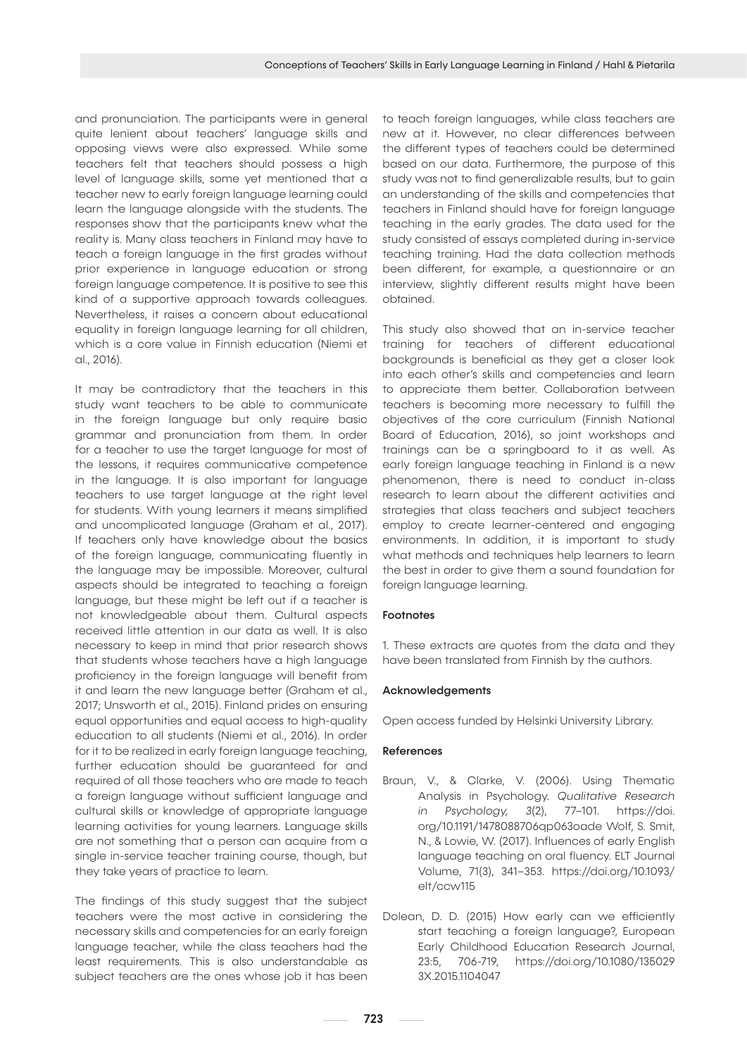and pronunciation. The participants were in general quite lenient about teachers' language skills and opposing views were also expressed. While some teachers felt that teachers should possess a high level of language skills, some yet mentioned that a teacher new to early foreign language learning could learn the language alongside with the students. The responses show that the participants knew what the reality is. Many class teachers in Finland may have to teach a foreign language in the first grades without prior experience in language education or strong foreign language competence. It is positive to see this kind of a supportive approach towards colleagues. Nevertheless, it raises a concern about educational equality in foreign language learning for all children, which is a core value in Finnish education (Niemi et al., 2016).

It may be contradictory that the teachers in this study want teachers to be able to communicate in the foreign language but only require basic grammar and pronunciation from them. In order for a teacher to use the target language for most of the lessons, it requires communicative competence in the language. It is also important for language teachers to use target language at the right level for students. With young learners it means simplified and uncomplicated language (Graham et al., 2017). If teachers only have knowledge about the basics of the foreign language, communicating fluently in the language may be impossible. Moreover, cultural aspects should be integrated to teaching a foreign language, but these might be left out if a teacher is not knowledgeable about them. Cultural aspects received little attention in our data as well. It is also necessary to keep in mind that prior research shows that students whose teachers have a high language proficiency in the foreign language will benefit from it and learn the new language better (Graham et al., 2017; Unsworth et al., 2015). Finland prides on ensuring equal opportunities and equal access to high-quality education to all students (Niemi et al., 2016). In order for it to be realized in early foreign language teaching, further education should be guaranteed for and required of all those teachers who are made to teach a foreign language without sufficient language and cultural skills or knowledge of appropriate language learning activities for young learners. Language skills are not something that a person can acquire from a single in-service teacher training course, though, but they take years of practice to learn.

The findings of this study suggest that the subject teachers were the most active in considering the necessary skills and competencies for an early foreign language teacher, while the class teachers had the least requirements. This is also understandable as subject teachers are the ones whose job it has been to teach foreign languages, while class teachers are new at it. However, no clear differences between the different types of teachers could be determined based on our data. Furthermore, the purpose of this study was not to find generalizable results, but to gain an understanding of the skills and competencies that teachers in Finland should have for foreign language teaching in the early grades. The data used for the study consisted of essays completed during in-service teaching training. Had the data collection methods been different, for example, a questionnaire or an interview, slightly different results might have been obtained.

This study also showed that an in-service teacher training for teachers of different educational backgrounds is beneficial as they get a closer look into each other's skills and competencies and learn to appreciate them better. Collaboration between teachers is becoming more necessary to fulfill the objectives of the core curriculum (Finnish National Board of Education, 2016), so joint workshops and trainings can be a springboard to it as well. As early foreign language teaching in Finland is a new phenomenon, there is need to conduct in-class research to learn about the different activities and strategies that class teachers and subject teachers employ to create learner-centered and engaging environments. In addition, it is important to study what methods and techniques help learners to learn the best in order to give them a sound foundation for foreign language learning.

#### Footnotes

1. These extracts are quotes from the data and they have been translated from Finnish by the authors.

#### Acknowledgements

Open access funded by Helsinki University Library.

#### References

Braun, V., & Clarke, V. (2006). Using Thematic Analysis in Psychology. *Qualitative Research in Psychology, 3*(2), 77–101. https://doi.org/10.1191/1478088706qp063oade Wolf, S. Smit, N., & Lowie, W. (2017). Influences of early English language teaching on oral fluency. ELT Journal Volume, 71(3), 341–353. https://doi.org/10.1093/elt/ccw115

Dolean, D. D. (2015) How early can we efficiently start teaching a foreign language?, European Early Childhood Education Research Journal, 23:5, 706-719, https://doi.org/10.1080/1350293X.2015.1104047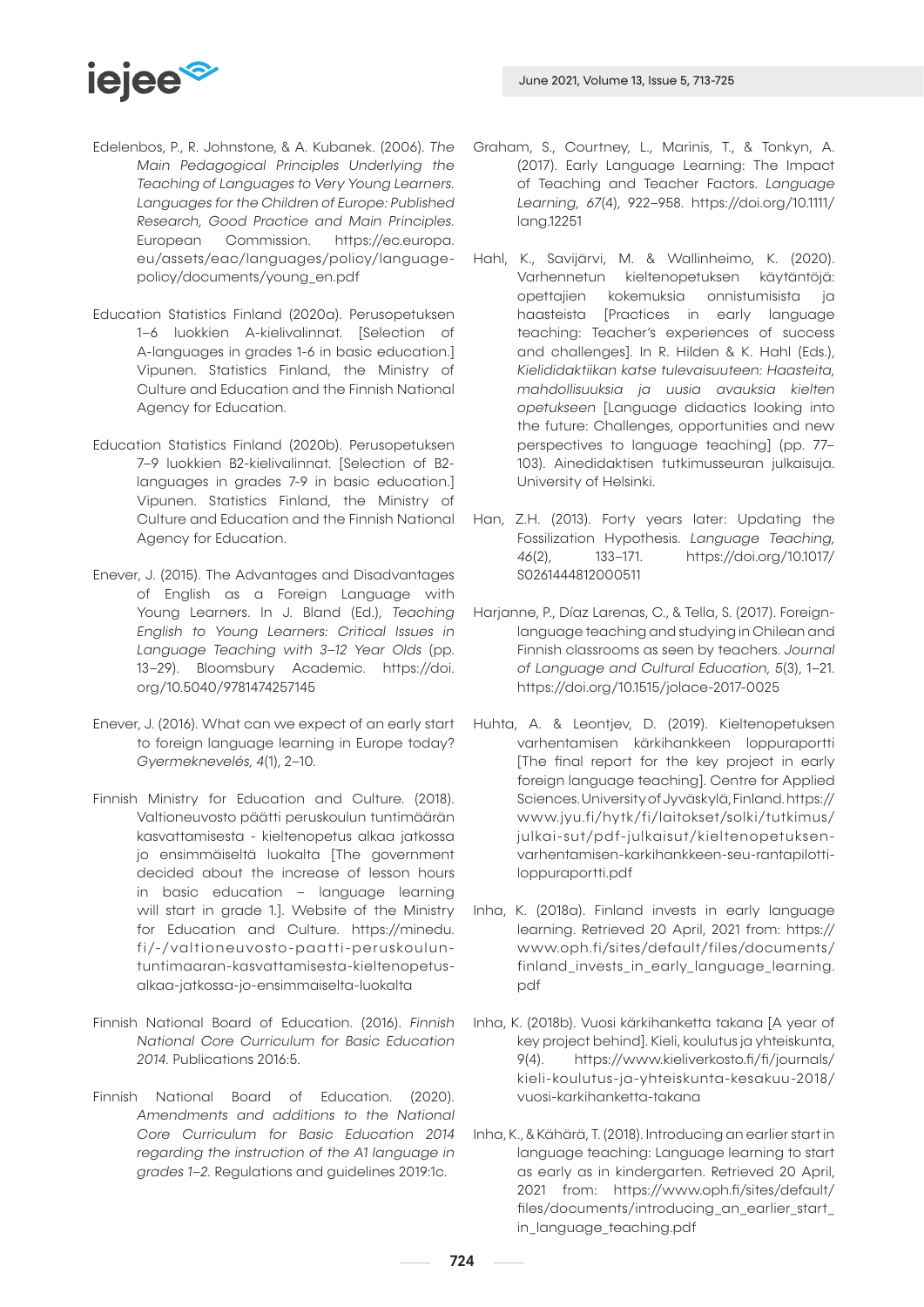Edelenbos, P., R. Johnstone, & A. Kubanek. (2006). *The Main Pedagogical Principles Underlying the Teaching of Languages to Very Young Learners. Languages for the Children of Europe: Published Research, Good Practice and Main Principles.* European Commission. https://ec.europa.eu/assets/eac/languages/policy/language-policy/documents/young_en.pdf

Education Statistics Finland (2020a). Perusopetuksen 1–6 luokkien A-kielivalinnat. [Selection of A-languages in grades 1-6 in basic education.] Vipunen. Statistics Finland, the Ministry of Culture and Education and the Finnish National Agency for Education.

Education Statistics Finland (2020b). Perusopetuksen 7–9 luokkien B2-kielivalinnat. [Selection of B2-languages in grades 7-9 in basic education.] Vipunen. Statistics Finland, the Ministry of Culture and Education and the Finnish National Agency for Education.

Enever, J. (2015). The Advantages and Disadvantages of English as a Foreign Language with Young Learners. In J. Bland (Ed.), *Teaching English to Young Learners: Critical Issues in Language Teaching with 3–12 Year Olds* (pp. 13–29). Bloomsbury Academic. https://doi.org/10.5040/9781474257145

Enever, J. (2016). What can we expect of an early start to foreign language learning in Europe today? *Gyermeknevelés, 4*(1), 2–10.

Finnish Ministry for Education and Culture. (2018). Valtioneuvosto päätti peruskoulun tuntimäärän kasvattamisesta - kieltenopetus alkaa jatkossa jo ensimmäiseltä luokalta [The government decided about the increase of lesson hours in basic education – language learning will start in grade 1.]. Website of the Ministry for Education and Culture. https://minedu.fi/-/valtioneuvosto-paatti-peruskoulun-tuntimaaran-kasvattamisesta-kieltenopetus-alkaa-jatkossa-jo-ensimmaiselta-luokalta

Finnish National Board of Education. (2016). *Finnish National Core Curriculum for Basic Education 2014.* Publications 2016:5.

Finnish National Board of Education. (2020). *Amendments and additions to the National Core Curriculum for Basic Education 2014 regarding the instruction of the A1 language in grades 1–2.* Regulations and guidelines 2019:1c.

Graham, S., Courtney, L., Marinis, T., & Tonkyn, A. (2017). Early Language Learning: The Impact of Teaching and Teacher Factors. *Language Learning, 67*(4), 922–958. https://doi.org/10.1111/lang.12251

Hahl, K., Savijärvi, M. & Wallinheimo, K. (2020). Varhennetun kieltenopetuksen käytäntöjä: opettajien kokemuksia onnistumisista ja haasteista [Practices in early language teaching: Teacher's experiences of success and challenges]. In R. Hilden & K. Hahl (Eds.), *Kielididaktiikan katse tulevaisuuteen: Haasteita, mahdollisuuksia ja uusia avauksia kielten opetukseen* [Language didactics looking into the future: Challenges, opportunities and new perspectives to language teaching] (pp. 77–103). Ainedidaktisen tutkimusseuran julkaisuja. University of Helsinki.

Han, Z.H. (2013). Forty years later: Updating the Fossilization Hypothesis. *Language Teaching, 46*(2), 133–171. https://doi.org/10.1017/S0261444812000511

Harjanne, P., Díaz Larenas, C., & Tella, S. (2017). Foreign-language teaching and studying in Chilean and Finnish classrooms as seen by teachers. *Journal of Language and Cultural Education, 5*(3), 1–21. https://doi.org/10.1515/jolace-2017-0025

Huhta, A. & Leontjev, D. (2019). Kieltenopetuksen varhentamisen kärkihankkeen loppuraportti [The final report for the key project in early foreign language teaching]. Centre for Applied Sciences. University of Jyväskylä, Finland. https://www.jyu.fi/hytk/fi/laitokset/solki/tutkimus/julkai-sut/pdf-julkaisut/kieltenopetuksen-varhentamisen-karkihankkeen-seu-rantapilotti-loppuraportti.pdf

Inha, K. (2018a). Finland invests in early language learning. Retrieved 20 April, 2021 from: https://www.oph.fi/sites/default/files/documents/finland_invests_in_early_language_learning.pdf

Inha, K. (2018b). Vuosi kärkihanketta takana [A year of key project behind]. Kieli, koulutus ja yhteiskunta, 9(4). https://www.kieliverkosto.fi/fi/journals/kieli-koulutus-ja-yhteiskunta-kesakuu-2018/vuosi-karkihanketta-takana

Inha, K., & Kähärä, T. (2018). Introducing an earlier start in language teaching: Language learning to start as early as in kindergarten. Retrieved 20 April, 2021 from: https://www.oph.fi/sites/default/files/documents/introducing_an_earlier_start_in_language_teaching.pdf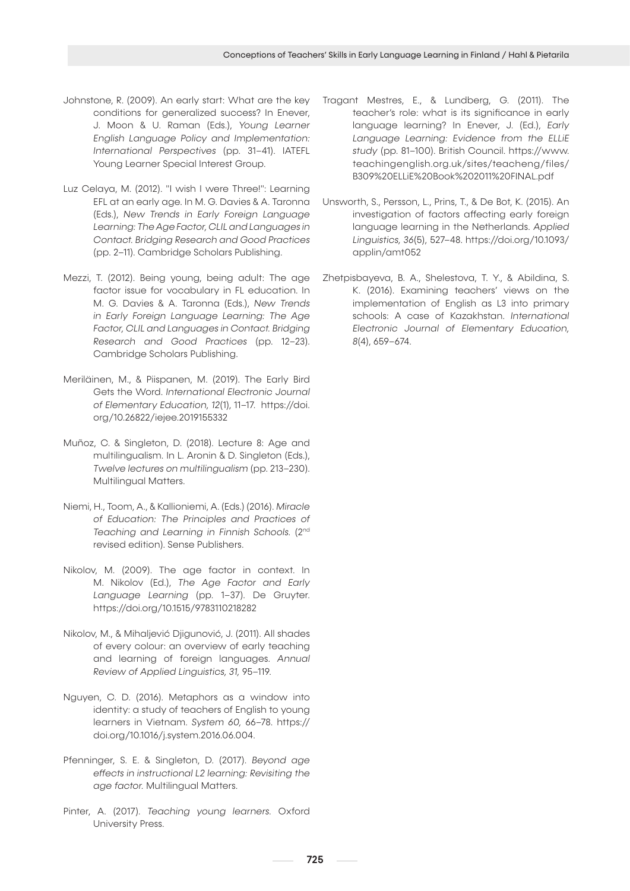Johnstone, R. (2009). An early start: What are the key conditions for generalized success? In Enever, J. Moon & U. Raman (Eds.), *Young Learner English Language Policy and Implementation: International Perspectives* (pp. 31–41). IATEFL Young Learner Special Interest Group.

Luz Celaya, M. (2012). "I wish I were Three!": Learning EFL at an early age. In M. G. Davies & A. Taronna (Eds.), *New Trends in Early Foreign Language Learning: The Age Factor, CLIL and Languages in Contact. Bridging Research and Good Practices* (pp. 2–11). Cambridge Scholars Publishing.

Mezzi, T. (2012). Being young, being adult: The age factor issue for vocabulary in FL education. In M. G. Davies & A. Taronna (Eds.), *New Trends in Early Foreign Language Learning: The Age Factor, CLIL and Languages in Contact. Bridging Research and Good Practices* (pp. 12–23). Cambridge Scholars Publishing.

Meriläinen, M., & Piispanen, M. (2019). The Early Bird Gets the Word. *International Electronic Journal of Elementary Education, 12*(1), 11–17. https://doi.org/10.26822/iejee.2019155332

Muñoz, C. & Singleton, D. (2018). Lecture 8: Age and multilingualism. In L. Aronin & D. Singleton (Eds.), *Twelve lectures on multilingualism* (pp. 213–230). Multilingual Matters.

Niemi, H., Toom, A., & Kallioniemi, A. (Eds.) (2016). *Miracle of Education: The Principles and Practices of Teaching and Learning in Finnish Schools.* (2nd revised edition). Sense Publishers.

Nikolov, M. (2009). The age factor in context. In M. Nikolov (Ed.), *The Age Factor and Early Language Learning* (pp. 1–37). De Gruyter. https://doi.org/10.1515/9783110218282

Nikolov, M., & Mihaljević Djigunović, J. (2011). All shades of every colour: an overview of early teaching and learning of foreign languages. *Annual Review of Applied Linguistics, 31,* 95–119.

Nguyen, C. D. (2016). Metaphors as a window into identity: a study of teachers of English to young learners in Vietnam. *System 60,* 66–78. https://doi.org/10.1016/j.system.2016.06.004.

Pfenninger, S. E. & Singleton, D. (2017). *Beyond age effects in instructional L2 learning: Revisiting the age factor.* Multilingual Matters.

Pinter, A. (2017). *Teaching young learners.* Oxford University Press.

Tragant Mestres, E., & Lundberg, G. (2011). The teacher's role: what is its significance in early language learning? In Enever, J. (Ed.), *Early Language Learning: Evidence from the ELLiE study* (pp. 81–100). British Council. https://www.teachingenglish.org.uk/sites/teacheng/files/B309%20ELLiE%20Book%202011%20FINAL.pdf

Unsworth, S., Persson, L., Prins, T., & De Bot, K. (2015). An investigation of factors affecting early foreign language learning in the Netherlands. *Applied Linguistics, 36*(5), 527–48. https://doi.org/10.1093/applin/amt052

Zhetpisbayeva, B. A., Shelestova, T. Y., & Abildina, S. K. (2016). Examining teachers' views on the implementation of English as L3 into primary schools: A case of Kazakhstan. *International Electronic Journal of Elementary Education, 8*(4), 659–674.